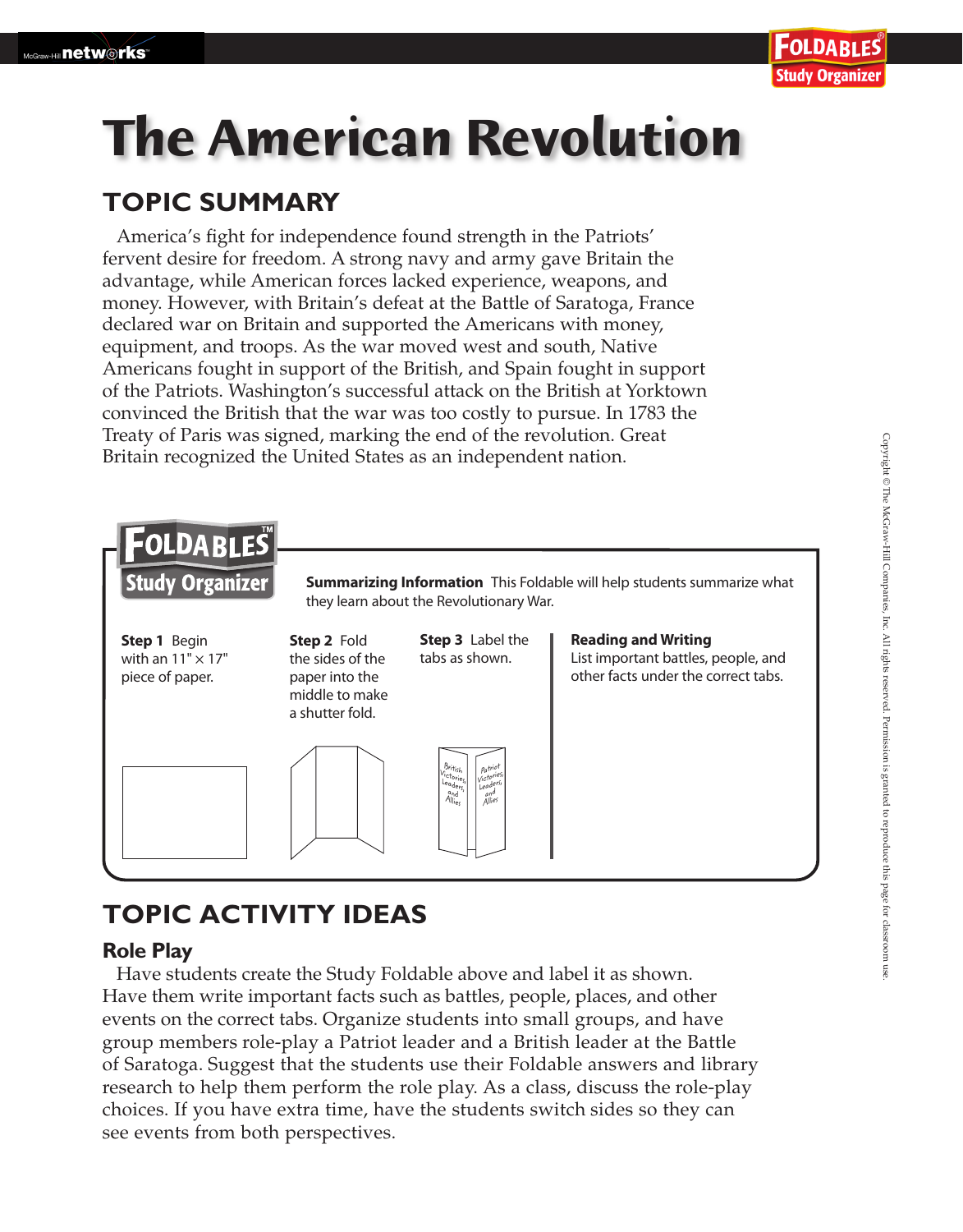# The American Revolution

## TOPIC SUMMARY

America's fight for independence found strength in the Patriots' fervent desire for freedom. A strong navy and army gave Britain the advantage, while American forces lacked experience, weapons, and money. However, with Britain's defeat at the Battle of Saratoga, France declared war on Britain and supported the Americans with money, equipment, and troops. As the war moved west and south, Native Americans fought in support of the British, and Spain fought in support of the Patriots. Washington's successful attack on the British at Yorktown convinced the British that the war was too costly to pursue. In 1783 the Treaty of Paris was signed, marking the end of the revolution. Great Britain recognized the United States as an independent nation.

**FOLDABLES Study Organizer**

**Summarizing Information** This Foldable will help students summarize what they learn about the Revolutionary War.

**Step 1** Begin with an 11" × 17" piece of paper.

**Step 2** Fold the sides of the paper into the middle to make a shutter fold.

**Step 3** Label the tabs as shown.

British Victories, Leaders, and Allies | Patriot Victories, Leaders, and Allies

**Reading and Writing**
List important battles, people, and other facts under the correct tabs.

## TOPIC ACTIVITY IDEAS

### Role Play

Have students create the Study Foldable above and label it as shown. Have them write important facts such as battles, people, places, and other events on the correct tabs. Organize students into small groups, and have group members role-play a Patriot leader and a British leader at the Battle of Saratoga. Suggest that the students use their Foldable answers and library research to help them perform the role play. As a class, discuss the role-play choices. If you have extra time, have the students switch sides so they can see events from both perspectives.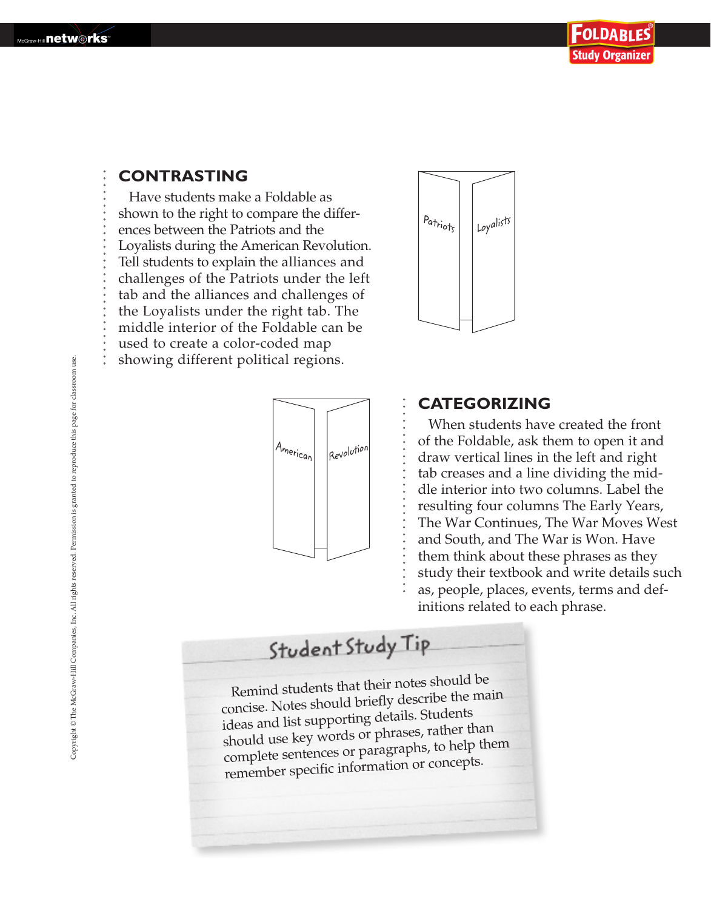## CONTRASTING

Have students make a Foldable as shown to the right to compare the differences between the Patriots and the Loyalists during the American Revolution. Tell students to explain the alliances and challenges of the Patriots under the left tab and the alliances and challenges of the Loyalists under the right tab. The middle interior of the Foldable can be used to create a color-coded map showing different political regions.

Patriots

Loyalists

American

Revolution

## CATEGORIZING

When students have created the front of the Foldable, ask them to open it and draw vertical lines in the left and right tab creases and a line dividing the middle interior into two columns. Label the resulting four columns The Early Years, The War Continues, The War Moves West and South, and The War is Won. Have them think about these phrases as they study their textbook and write details such as, people, places, events, terms and definitions related to each phrase.

### Student Study Tip

Remind students that their notes should be concise. Notes should briefly describe the main ideas and list supporting details. Students should use key words or phrases, rather than complete sentences or paragraphs, to help them remember specific information or concepts.